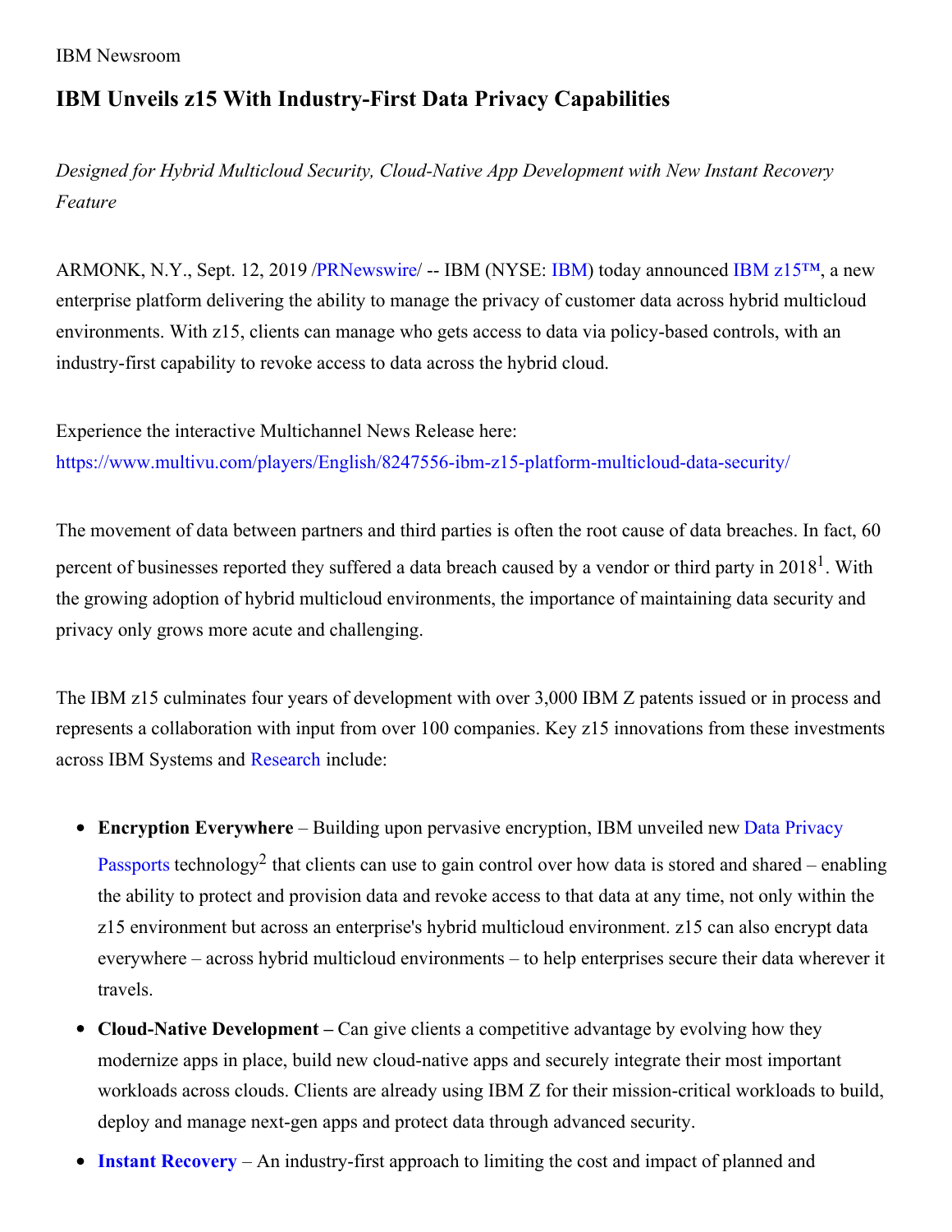IBM Newsroom

# IBM Unveils z15 With Industry-First Data Privacy Capabilities

*Designed for Hybrid Multicloud Security, Cloud-Native App Development with New Instant Recovery Feature*

ARMONK, N.Y., Sept. 12, 2019 /PRNewswire/ -- IBM (NYSE: IBM) today announced IBM z15™, a new enterprise platform delivering the ability to manage the privacy of customer data across hybrid multicloud environments. With z15, clients can manage who gets access to data via policy-based controls, with an industry-first capability to revoke access to data across the hybrid cloud.

Experience the interactive Multichannel News Release here:
https://www.multivu.com/players/English/8247556-ibm-z15-platform-multicloud-data-security/

The movement of data between partners and third parties is often the root cause of data breaches. In fact, 60 percent of businesses reported they suffered a data breach caused by a vendor or third party in 2018[1]. With the growing adoption of hybrid multicloud environments, the importance of maintaining data security and privacy only grows more acute and challenging.

The IBM z15 culminates four years of development with over 3,000 IBM Z patents issued or in process and represents a collaboration with input from over 100 companies. Key z15 innovations from these investments across IBM Systems and Research include:

- **Encryption Everywhere** – Building upon pervasive encryption, IBM unveiled new Data Privacy Passports technology[2] that clients can use to gain control over how data is stored and shared – enabling the ability to protect and provision data and revoke access to that data at any time, not only within the z15 environment but across an enterprise's hybrid multicloud environment. z15 can also encrypt data everywhere – across hybrid multicloud environments – to help enterprises secure their data wherever it travels.
- **Cloud-Native Development –** Can give clients a competitive advantage by evolving how they modernize apps in place, build new cloud-native apps and securely integrate their most important workloads across clouds. Clients are already using IBM Z for their mission-critical workloads to build, deploy and manage next-gen apps and protect data through advanced security.
- **Instant Recovery** – An industry-first approach to limiting the cost and impact of planned and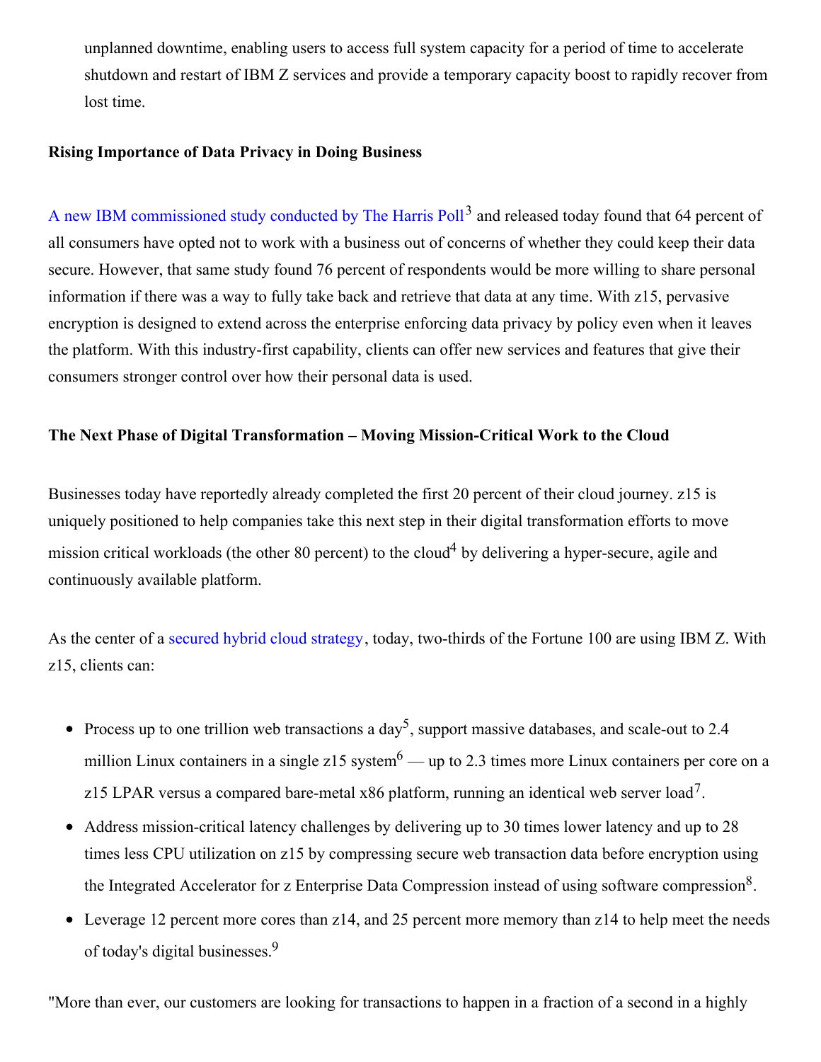unplanned downtime, enabling users to access full system capacity for a period of time to accelerate shutdown and restart of IBM Z services and provide a temporary capacity boost to rapidly recover from lost time.

**Rising Importance of Data Privacy in Doing Business**

A new IBM commissioned study conducted by The Harris Poll[3] and released today found that 64 percent of all consumers have opted not to work with a business out of concerns of whether they could keep their data secure. However, that same study found 76 percent of respondents would be more willing to share personal information if there was a way to fully take back and retrieve that data at any time. With z15, pervasive encryption is designed to extend across the enterprise enforcing data privacy by policy even when it leaves the platform. With this industry-first capability, clients can offer new services and features that give their consumers stronger control over how their personal data is used.

**The Next Phase of Digital Transformation – Moving Mission-Critical Work to the Cloud**

Businesses today have reportedly already completed the first 20 percent of their cloud journey. z15 is uniquely positioned to help companies take this next step in their digital transformation efforts to move mission critical workloads (the other 80 percent) to the cloud[4] by delivering a hyper-secure, agile and continuously available platform.

As the center of a secured hybrid cloud strategy, today, two-thirds of the Fortune 100 are using IBM Z. With z15, clients can:

- Process up to one trillion web transactions a day[5], support massive databases, and scale-out to 2.4 million Linux containers in a single z15 system[6] — up to 2.3 times more Linux containers per core on a z15 LPAR versus a compared bare-metal x86 platform, running an identical web server load[7].
- Address mission-critical latency challenges by delivering up to 30 times lower latency and up to 28 times less CPU utilization on z15 by compressing secure web transaction data before encryption using the Integrated Accelerator for z Enterprise Data Compression instead of using software compression[8].
- Leverage 12 percent more cores than z14, and 25 percent more memory than z14 to help meet the needs of today's digital businesses.[9]

"More than ever, our customers are looking for transactions to happen in a fraction of a second in a highly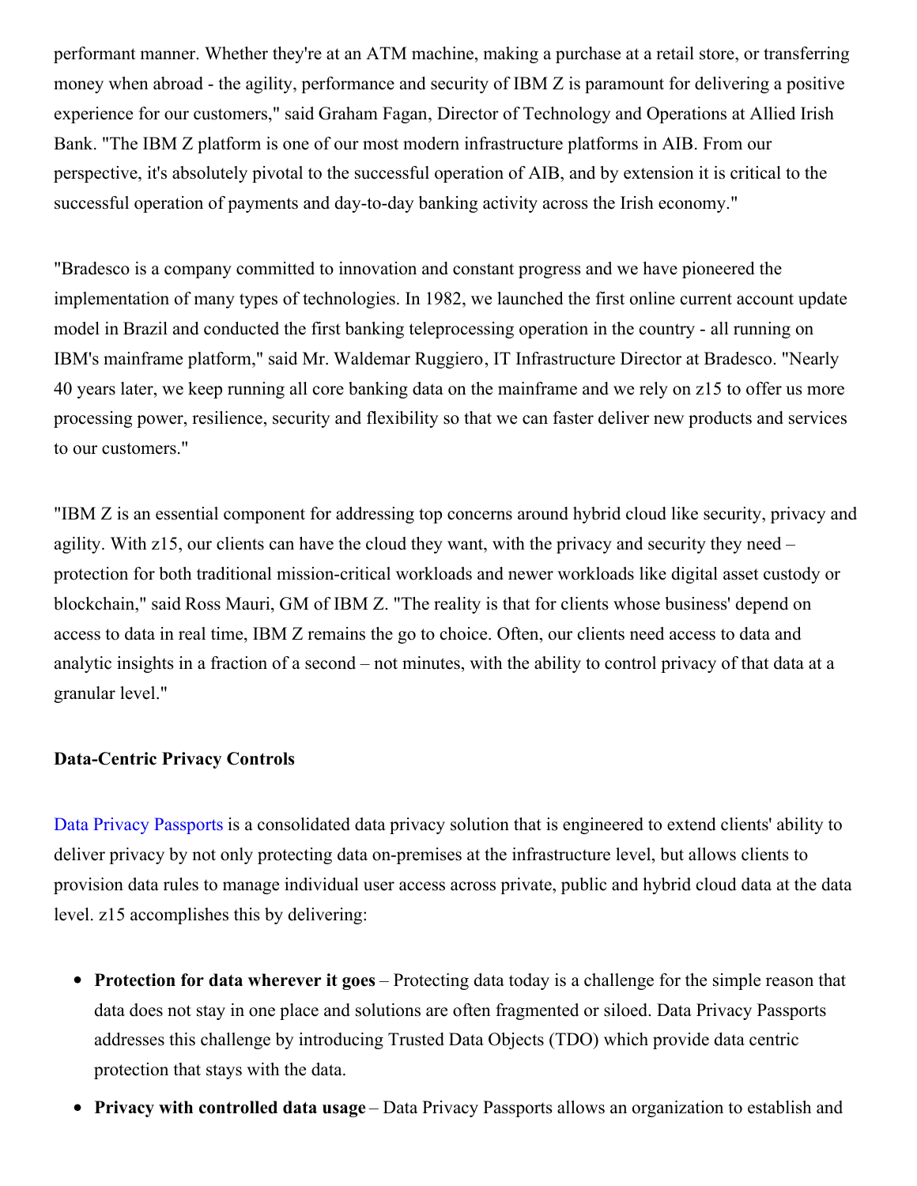performant manner. Whether they're at an ATM machine, making a purchase at a retail store, or transferring money when abroad - the agility, performance and security of IBM Z is paramount for delivering a positive experience for our customers," said Graham Fagan, Director of Technology and Operations at Allied Irish Bank. "The IBM Z platform is one of our most modern infrastructure platforms in AIB. From our perspective, it's absolutely pivotal to the successful operation of AIB, and by extension it is critical to the successful operation of payments and day-to-day banking activity across the Irish economy."

"Bradesco is a company committed to innovation and constant progress and we have pioneered the implementation of many types of technologies. In 1982, we launched the first online current account update model in Brazil and conducted the first banking teleprocessing operation in the country - all running on IBM's mainframe platform," said Mr. Waldemar Ruggiero, IT Infrastructure Director at Bradesco. "Nearly 40 years later, we keep running all core banking data on the mainframe and we rely on z15 to offer us more processing power, resilience, security and flexibility so that we can faster deliver new products and services to our customers."

"IBM Z is an essential component for addressing top concerns around hybrid cloud like security, privacy and agility. With z15, our clients can have the cloud they want, with the privacy and security they need – protection for both traditional mission-critical workloads and newer workloads like digital asset custody or blockchain," said Ross Mauri, GM of IBM Z. "The reality is that for clients whose business' depend on access to data in real time, IBM Z remains the go to choice. Often, our clients need access to data and analytic insights in a fraction of a second – not minutes, with the ability to control privacy of that data at a granular level."

**Data-Centric Privacy Controls**

Data Privacy Passports is a consolidated data privacy solution that is engineered to extend clients' ability to deliver privacy by not only protecting data on-premises at the infrastructure level, but allows clients to provision data rules to manage individual user access across private, public and hybrid cloud data at the data level. z15 accomplishes this by delivering:

- **Protection for data wherever it goes** – Protecting data today is a challenge for the simple reason that data does not stay in one place and solutions are often fragmented or siloed. Data Privacy Passports addresses this challenge by introducing Trusted Data Objects (TDO) which provide data centric protection that stays with the data.
- **Privacy with controlled data usage** – Data Privacy Passports allows an organization to establish and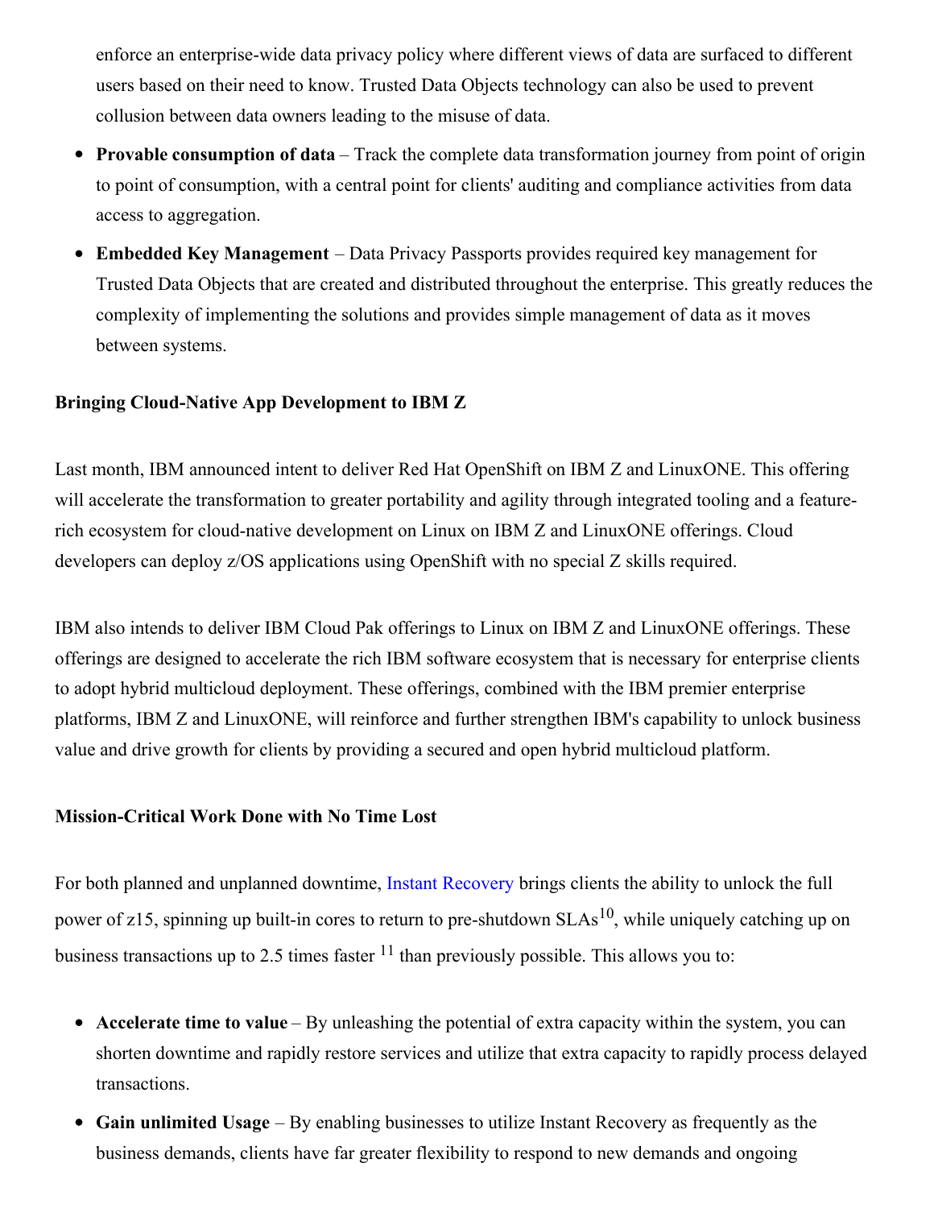enforce an enterprise-wide data privacy policy where different views of data are surfaced to different users based on their need to know. Trusted Data Objects technology can also be used to prevent collusion between data owners leading to the misuse of data.

- **Provable consumption of data** – Track the complete data transformation journey from point of origin to point of consumption, with a central point for clients' auditing and compliance activities from data access to aggregation.
- **Embedded Key Management** – Data Privacy Passports provides required key management for Trusted Data Objects that are created and distributed throughout the enterprise. This greatly reduces the complexity of implementing the solutions and provides simple management of data as it moves between systems.

**Bringing Cloud-Native App Development to IBM Z**

Last month, IBM announced intent to deliver Red Hat OpenShift on IBM Z and LinuxONE. This offering will accelerate the transformation to greater portability and agility through integrated tooling and a feature-rich ecosystem for cloud-native development on Linux on IBM Z and LinuxONE offerings. Cloud developers can deploy z/OS applications using OpenShift with no special Z skills required.

IBM also intends to deliver IBM Cloud Pak offerings to Linux on IBM Z and LinuxONE offerings. These offerings are designed to accelerate the rich IBM software ecosystem that is necessary for enterprise clients to adopt hybrid multicloud deployment. These offerings, combined with the IBM premier enterprise platforms, IBM Z and LinuxONE, will reinforce and further strengthen IBM's capability to unlock business value and drive growth for clients by providing a secured and open hybrid multicloud platform.

**Mission-Critical Work Done with No Time Lost**

For both planned and unplanned downtime, Instant Recovery brings clients the ability to unlock the full power of z15, spinning up built-in cores to return to pre-shutdown SLAs[10], while uniquely catching up on business transactions up to 2.5 times faster [11] than previously possible. This allows you to:

- **Accelerate time to value** – By unleashing the potential of extra capacity within the system, you can shorten downtime and rapidly restore services and utilize that extra capacity to rapidly process delayed transactions.
- **Gain unlimited Usage** – By enabling businesses to utilize Instant Recovery as frequently as the business demands, clients have far greater flexibility to respond to new demands and ongoing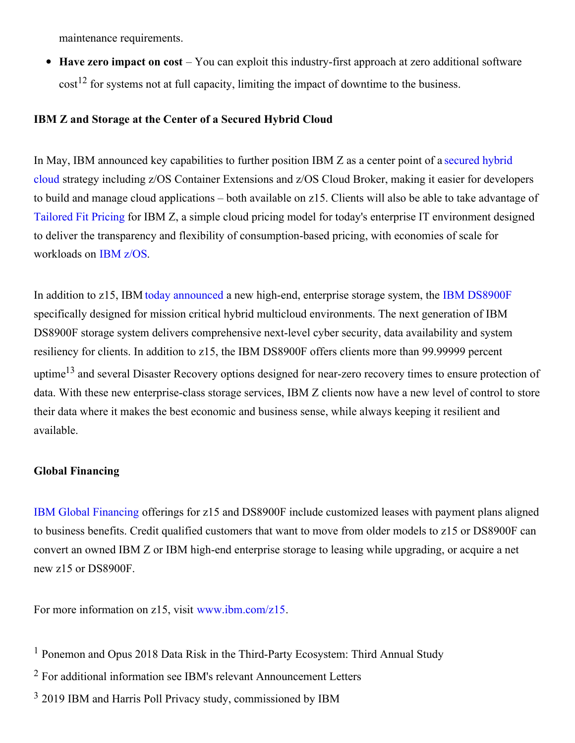maintenance requirements.

- **Have zero impact on cost** – You can exploit this industry-first approach at zero additional software cost[12] for systems not at full capacity, limiting the impact of downtime to the business.

**IBM Z and Storage at the Center of a Secured Hybrid Cloud**

In May, IBM announced key capabilities to further position IBM Z as a center point of a secured hybrid cloud strategy including z/OS Container Extensions and z/OS Cloud Broker, making it easier for developers to build and manage cloud applications – both available on z15. Clients will also be able to take advantage of Tailored Fit Pricing for IBM Z, a simple cloud pricing model for today's enterprise IT environment designed to deliver the transparency and flexibility of consumption-based pricing, with economies of scale for workloads on IBM z/OS.

In addition to z15, IBM today announced a new high-end, enterprise storage system, the IBM DS8900F specifically designed for mission critical hybrid multicloud environments. The next generation of IBM DS8900F storage system delivers comprehensive next-level cyber security, data availability and system resiliency for clients. In addition to z15, the IBM DS8900F offers clients more than 99.99999 percent uptime[13] and several Disaster Recovery options designed for near-zero recovery times to ensure protection of data. With these new enterprise-class storage services, IBM Z clients now have a new level of control to store their data where it makes the best economic and business sense, while always keeping it resilient and available.

**Global Financing**

IBM Global Financing offerings for z15 and DS8900F include customized leases with payment plans aligned to business benefits. Credit qualified customers that want to move from older models to z15 or DS8900F can convert an owned IBM Z or IBM high-end enterprise storage to leasing while upgrading, or acquire a net new z15 or DS8900F.

For more information on z15, visit www.ibm.com/z15.

[1] Ponemon and Opus 2018 Data Risk in the Third-Party Ecosystem: Third Annual Study

[2] For additional information see IBM's relevant Announcement Letters

[3] 2019 IBM and Harris Poll Privacy study, commissioned by IBM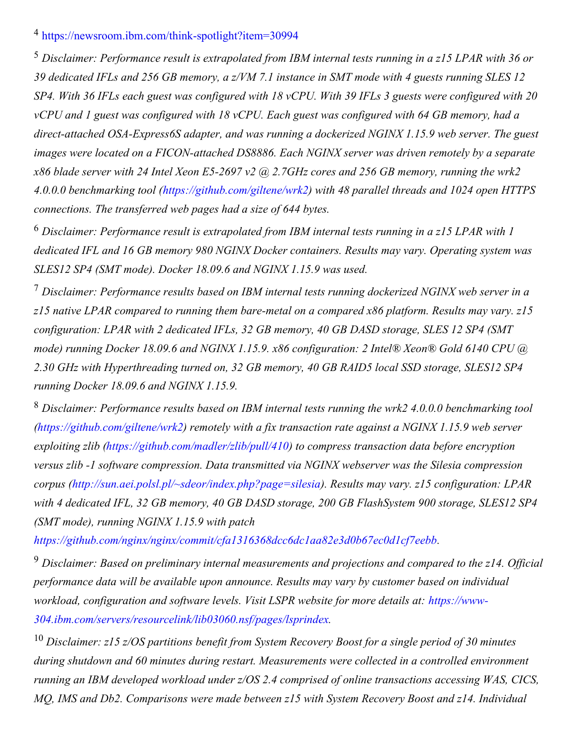[4] https://newsroom.ibm.com/think-spotlight?item=30994

[5] *Disclaimer: Performance result is extrapolated from IBM internal tests running in a z15 LPAR with 36 or 39 dedicated IFLs and 256 GB memory, a z/VM 7.1 instance in SMT mode with 4 guests running SLES 12 SP4. With 36 IFLs each guest was configured with 18 vCPU. With 39 IFLs 3 guests were configured with 20 vCPU and 1 guest was configured with 18 vCPU. Each guest was configured with 64 GB memory, had a direct-attached OSA-Express6S adapter, and was running a dockerized NGINX 1.15.9 web server. The guest images were located on a FICON-attached DS8886. Each NGINX server was driven remotely by a separate x86 blade server with 24 Intel Xeon E5-2697 v2 @ 2.7GHz cores and 256 GB memory, running the wrk2 4.0.0.0 benchmarking tool (https://github.com/giltene/wrk2) with 48 parallel threads and 1024 open HTTPS connections. The transferred web pages had a size of 644 bytes.*

[6] *Disclaimer: Performance result is extrapolated from IBM internal tests running in a z15 LPAR with 1 dedicated IFL and 16 GB memory 980 NGINX Docker containers. Results may vary. Operating system was SLES12 SP4 (SMT mode). Docker 18.09.6 and NGINX 1.15.9 was used.*

[7] *Disclaimer: Performance results based on IBM internal tests running dockerized NGINX web server in a z15 native LPAR compared to running them bare-metal on a compared x86 platform. Results may vary. z15 configuration: LPAR with 2 dedicated IFLs, 32 GB memory, 40 GB DASD storage, SLES 12 SP4 (SMT mode) running Docker 18.09.6 and NGINX 1.15.9. x86 configuration: 2 Intel® Xeon® Gold 6140 CPU @ 2.30 GHz with Hyperthreading turned on, 32 GB memory, 40 GB RAID5 local SSD storage, SLES12 SP4 running Docker 18.09.6 and NGINX 1.15.9.*

[8] *Disclaimer: Performance results based on IBM internal tests running the wrk2 4.0.0.0 benchmarking tool (https://github.com/giltene/wrk2) remotely with a fix transaction rate against a NGINX 1.15.9 web server exploiting zlib (https://github.com/madler/zlib/pull/410) to compress transaction data before encryption versus zlib -1 software compression. Data transmitted via NGINX webserver was the Silesia compression corpus (http://sun.aei.polsl.pl/~sdeor/index.php?page=silesia). Results may vary. z15 configuration: LPAR with 4 dedicated IFL, 32 GB memory, 40 GB DASD storage, 200 GB FlashSystem 900 storage, SLES12 SP4 (SMT mode), running NGINX 1.15.9 with patch https://github.com/nginx/nginx/commit/cfa1316368dcc6dc1aa82e3d0b67ec0d1cf7eebb.*

[9] *Disclaimer: Based on preliminary internal measurements and projections and compared to the z14. Official performance data will be available upon announce. Results may vary by customer based on individual workload, configuration and software levels. Visit LSPR website for more details at: https://www-304.ibm.com/servers/resourcelink/lib03060.nsf/pages/lsprindex.*

[10] *Disclaimer: z15 z/OS partitions benefit from System Recovery Boost for a single period of 30 minutes during shutdown and 60 minutes during restart. Measurements were collected in a controlled environment running an IBM developed workload under z/OS 2.4 comprised of online transactions accessing WAS, CICS, MQ, IMS and Db2. Comparisons were made between z15 with System Recovery Boost and z14. Individual*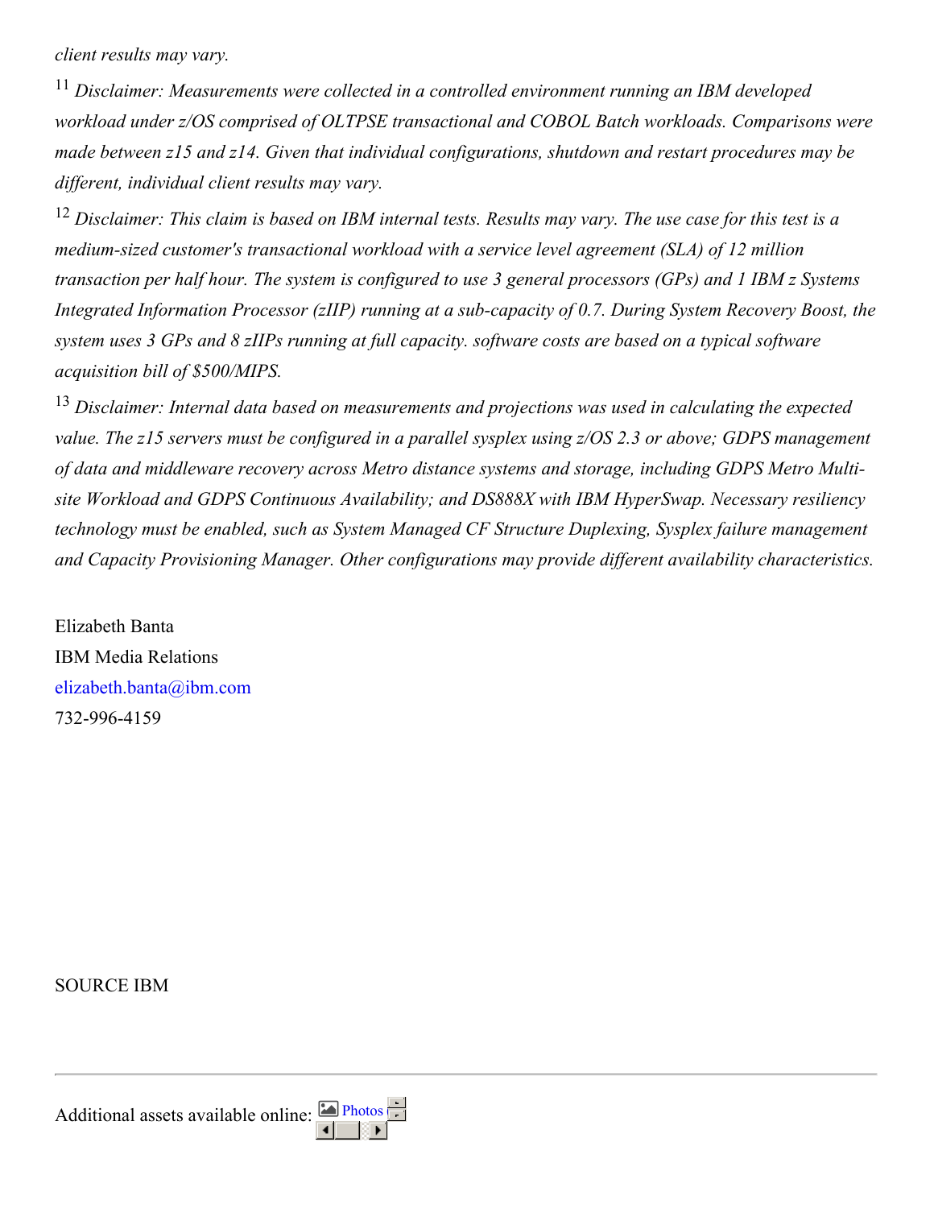*client results may vary.*

[11] *Disclaimer: Measurements were collected in a controlled environment running an IBM developed workload under z/OS comprised of OLTPSE transactional and COBOL Batch workloads. Comparisons were made between z15 and z14. Given that individual configurations, shutdown and restart procedures may be different, individual client results may vary.*

[12] *Disclaimer: This claim is based on IBM internal tests. Results may vary. The use case for this test is a medium-sized customer's transactional workload with a service level agreement (SLA) of 12 million transaction per half hour. The system is configured to use 3 general processors (GPs) and 1 IBM z Systems Integrated Information Processor (zIIP) running at a sub-capacity of 0.7. During System Recovery Boost, the system uses 3 GPs and 8 zIIPs running at full capacity. software costs are based on a typical software acquisition bill of $500/MIPS.*

[13] *Disclaimer: Internal data based on measurements and projections was used in calculating the expected value. The z15 servers must be configured in a parallel sysplex using z/OS 2.3 or above; GDPS management of data and middleware recovery across Metro distance systems and storage, including GDPS Metro Multi-site Workload and GDPS Continuous Availability; and DS888X with IBM HyperSwap. Necessary resiliency technology must be enabled, such as System Managed CF Structure Duplexing, Sysplex failure management and Capacity Provisioning Manager. Other configurations may provide different availability characteristics.*

Elizabeth Banta
IBM Media Relations
elizabeth.banta@ibm.com
732-996-4159

SOURCE IBM

---

Additional assets available online: Photos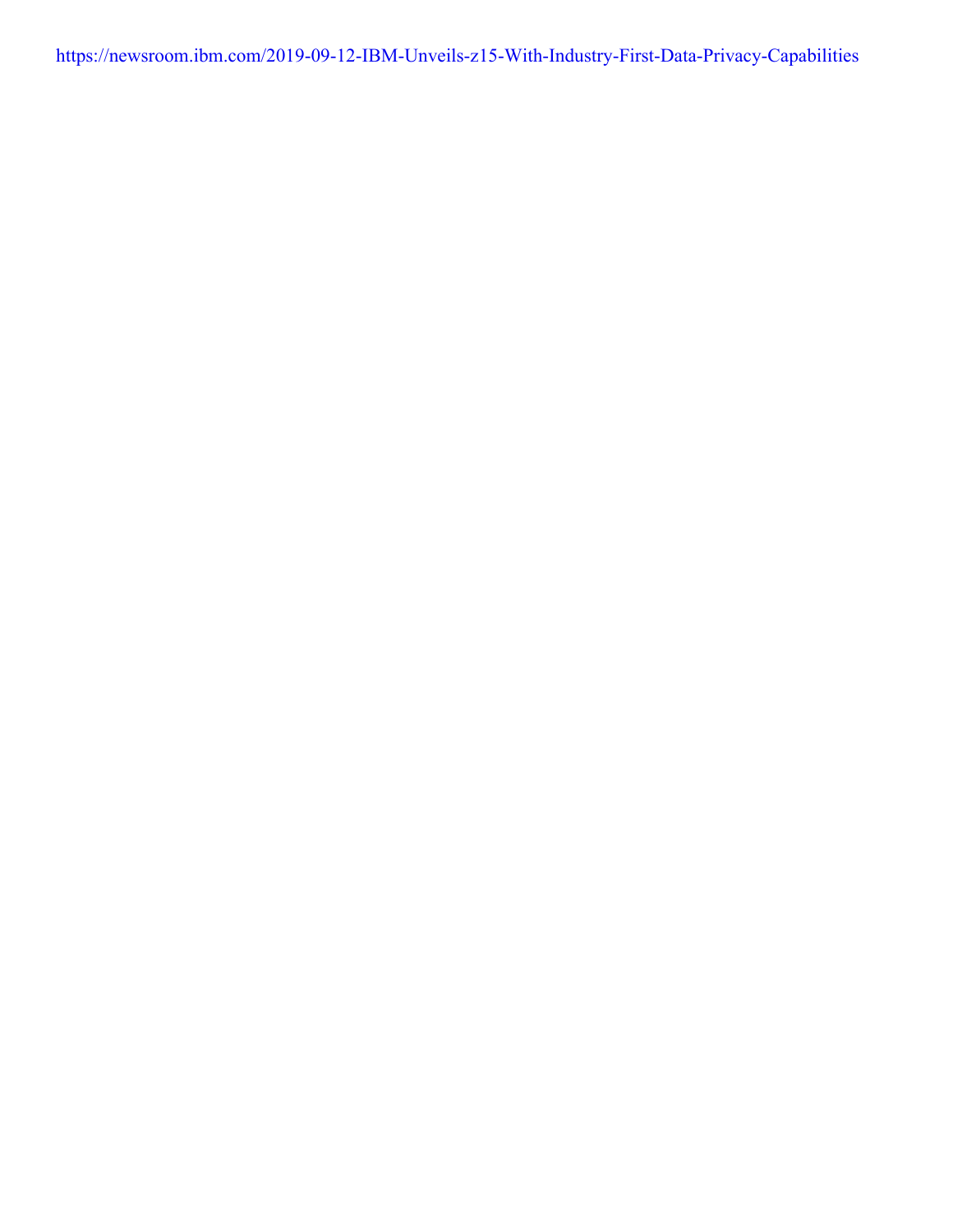https://newsroom.ibm.com/2019-09-12-IBM-Unveils-z15-With-Industry-First-Data-Privacy-Capabilities